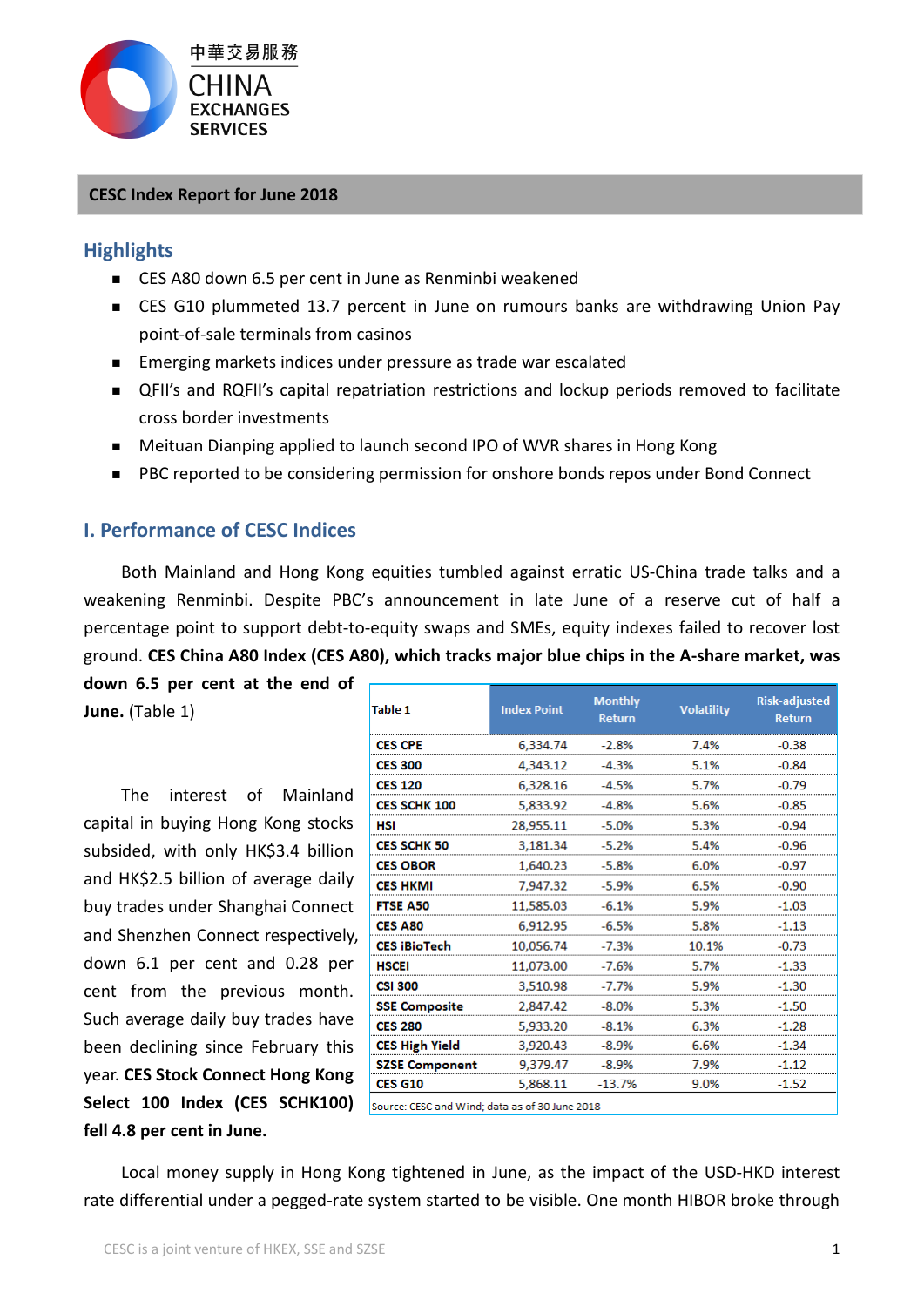# CESC Index Report for June 2018

## Highlights

- CES A80 down 6.5 per cent in June as Renminbi weakened
- CES G10 plummeted 13.7 percent in June on rumours banks are withdrawing Union Pay point-of-sale terminals from casinos
- Emerging markets indices under pressure as trade war escalated
- QFII's and RQFII's capital repatriation restrictions and lockup periods removed to facilitate cross border investments
- Meituan Dianping applied to launch second IPO of WVR shares in Hong Kong
- PBC reported to be considering permission for onshore bonds repos under Bond Connect

## I. Performance of CESC Indices

Both Mainland and Hong Kong equities tumbled against erratic US-China trade talks and a weakening Renminbi. Despite PBC's announcement in late June of a reserve cut of half a percentage point to support debt-to-equity swaps and SMEs, equity indexes failed to recover lost ground. **CES China A80 Index (CES A80), which tracks major blue chips in the A-share market, was down 6.5 per cent at the end of June.** (Table 1)

| Table 1 | Index Point | Monthly Return | Volatility | Risk-adjusted Return |
|---|---|---|---|---|
| **CES CPE** | 6,334.74 | -2.8% | 7.4% | -0.38 |
| **CES 300** | 4,343.12 | -4.3% | 5.1% | -0.84 |
| **CES 120** | 6,328.16 | -4.5% | 5.7% | -0.79 |
| **CES SCHK 100** | 5,833.92 | -4.8% | 5.6% | -0.85 |
| **HSI** | 28,955.11 | -5.0% | 5.3% | -0.94 |
| **CES SCHK 50** | 3,181.34 | -5.2% | 5.4% | -0.96 |
| **CES OBOR** | 1,640.23 | -5.8% | 6.0% | -0.97 |
| **CES HKMI** | 7,947.32 | -5.9% | 6.5% | -0.90 |
| **FTSE A50** | 11,585.03 | -6.1% | 5.9% | -1.03 |
| **CES A80** | 6,912.95 | -6.5% | 5.8% | -1.13 |
| **CES iBioTech** | 10,056.74 | -7.3% | 10.1% | -0.73 |
| **HSCEI** | 11,073.00 | -7.6% | 5.7% | -1.33 |
| **CSI 300** | 3,510.98 | -7.7% | 5.9% | -1.30 |
| **SSE Composite** | 2,847.42 | -8.0% | 5.3% | -1.50 |
| **CES 280** | 5,933.20 | -8.1% | 6.3% | -1.28 |
| **CES High Yield** | 3,920.43 | -8.9% | 6.6% | -1.34 |
| **SZSE Component** | 9,379.47 | -8.9% | 7.9% | -1.12 |
| **CES G10** | 5,868.11 | -13.7% | 9.0% | -1.52 |

Source: CESC and Wind; data as of 30 June 2018

The interest of Mainland capital in buying Hong Kong stocks subsided, with only HK$3.4 billion and HK$2.5 billion of average daily buy trades under Shanghai Connect and Shenzhen Connect respectively, down 6.1 per cent and 0.28 per cent from the previous month. Such average daily buy trades have been declining since February this year. **CES Stock Connect Hong Kong Select 100 Index (CES SCHK100) fell 4.8 per cent in June.**

Local money supply in Hong Kong tightened in June, as the impact of the USD-HKD interest rate differential under a pegged-rate system started to be visible. One month HIBOR broke through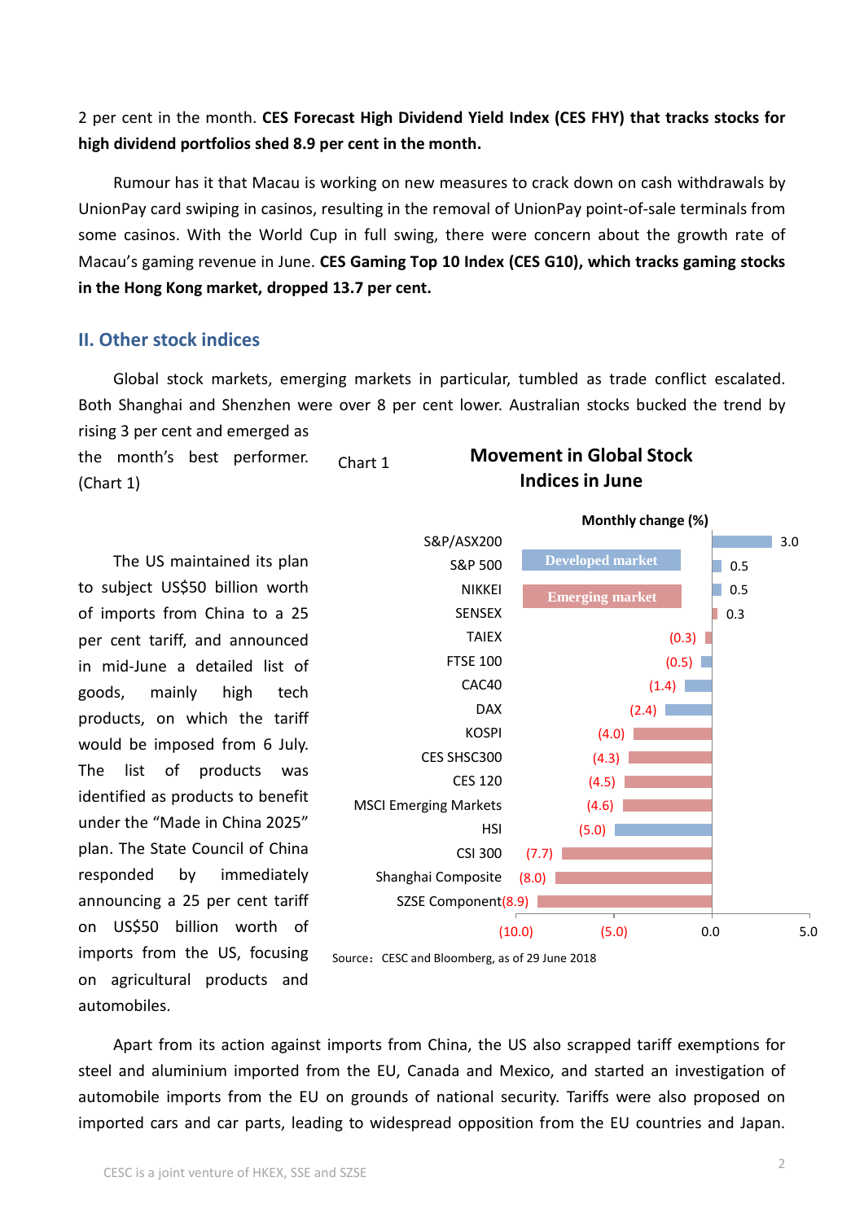2 per cent in the month. **CES Forecast High Dividend Yield Index (CES FHY) that tracks stocks for high dividend portfolios shed 8.9 per cent in the month.**

Rumour has it that Macau is working on new measures to crack down on cash withdrawals by UnionPay card swiping in casinos, resulting in the removal of UnionPay point-of-sale terminals from some casinos. With the World Cup in full swing, there were concern about the growth rate of Macau's gaming revenue in June. **CES Gaming Top 10 Index (CES G10), which tracks gaming stocks in the Hong Kong market, dropped 13.7 per cent.**

## II. Other stock indices

Global stock markets, emerging markets in particular, tumbled as trade conflict escalated. Both Shanghai and Shenzhen were over 8 per cent lower. Australian stocks bucked the trend by rising 3 per cent and emerged as the month's best performer. (Chart 1)

The US maintained its plan to subject US$50 billion worth of imports from China to a 25 per cent tariff, and announced in mid-June a detailed list of goods, mainly high tech products, on which the tariff would be imposed from 6 July. The list of products was identified as products to benefit under the "Made in China 2025" plan. The State Council of China responded by immediately announcing a 25 per cent tariff on US$50 billion worth of imports from the US, focusing on agricultural products and automobiles.

Chart 1 **Movement in Global Stock Indices in June**

**Monthly change (%)**

| Index | Market | Monthly change (%) |
|---|---|---|
| S&P/ASX200 | Developed market | 3.0 |
| S&P 500 | Developed market | 0.5 |
| NIKKEI | Developed market | 0.5 |
| SENSEX | Emerging market | 0.3 |
| TAIEX | Emerging market | (0.3) |
| FTSE 100 | Developed market | (0.5) |
| CAC40 | Developed market | (1.4) |
| DAX | Developed market | (2.4) |
| KOSPI | Emerging market | (4.0) |
| CES SHSC300 | Emerging market | (4.3) |
| CES 120 | Emerging market | (4.5) |
| MSCI Emerging Markets | Emerging market | (4.6) |
| HSI | Developed market | (5.0) |
| CSI 300 | Emerging market | (7.7) |
| Shanghai Composite | Emerging market | (8.0) |
| SZSE Component | Emerging market | (8.9) |

Source：CESC and Bloomberg, as of 29 June 2018

Apart from its action against imports from China, the US also scrapped tariff exemptions for steel and aluminium imported from the EU, Canada and Mexico, and started an investigation of automobile imports from the EU on grounds of national security. Tariffs were also proposed on imported cars and car parts, leading to widespread opposition from the EU countries and Japan.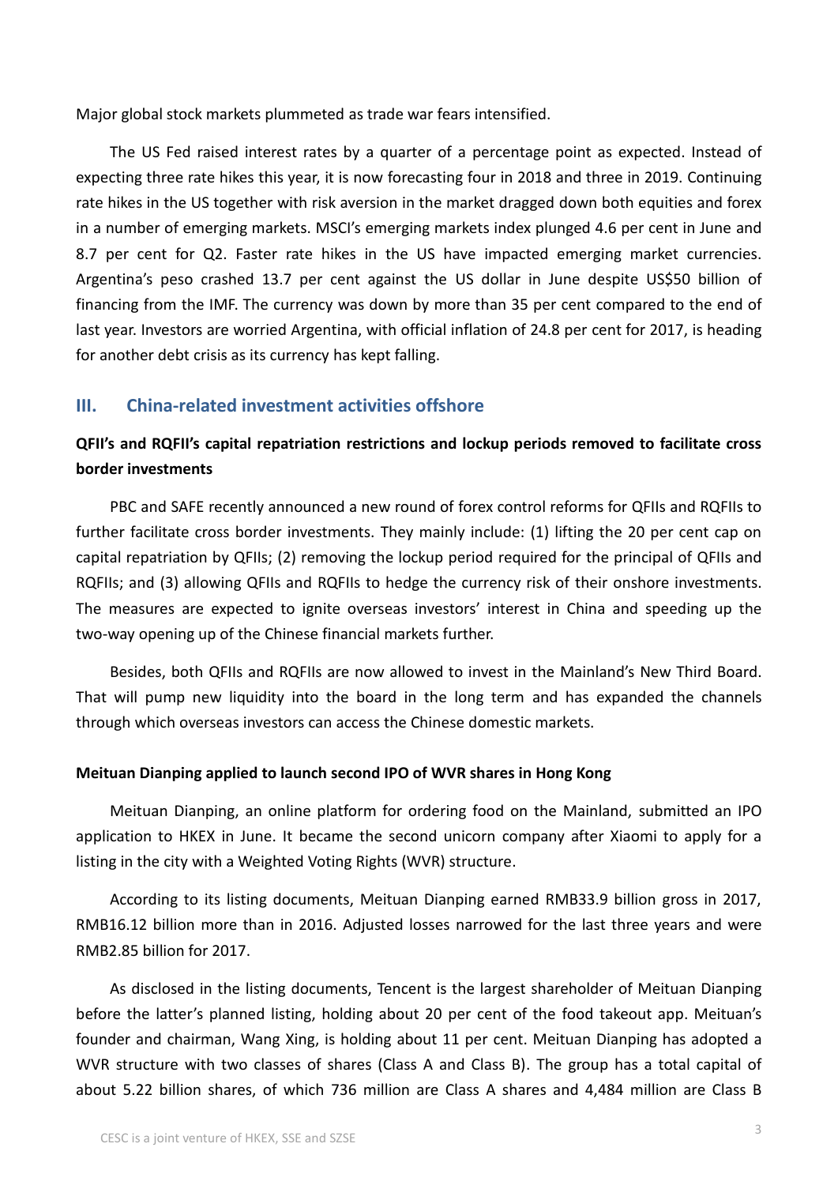Major global stock markets plummeted as trade war fears intensified.

The US Fed raised interest rates by a quarter of a percentage point as expected. Instead of expecting three rate hikes this year, it is now forecasting four in 2018 and three in 2019. Continuing rate hikes in the US together with risk aversion in the market dragged down both equities and forex in a number of emerging markets. MSCI's emerging markets index plunged 4.6 per cent in June and 8.7 per cent for Q2. Faster rate hikes in the US have impacted emerging market currencies. Argentina's peso crashed 13.7 per cent against the US dollar in June despite US$50 billion of financing from the IMF. The currency was down by more than 35 per cent compared to the end of last year. Investors are worried Argentina, with official inflation of 24.8 per cent for 2017, is heading for another debt crisis as its currency has kept falling.

## III. China-related investment activities offshore

**QFII's and RQFII's capital repatriation restrictions and lockup periods removed to facilitate cross border investments**

PBC and SAFE recently announced a new round of forex control reforms for QFIIs and RQFIIs to further facilitate cross border investments. They mainly include: (1) lifting the 20 per cent cap on capital repatriation by QFIIs; (2) removing the lockup period required for the principal of QFIIs and RQFIIs; and (3) allowing QFIIs and RQFIIs to hedge the currency risk of their onshore investments. The measures are expected to ignite overseas investors' interest in China and speeding up the two-way opening up of the Chinese financial markets further.

Besides, both QFIIs and RQFIIs are now allowed to invest in the Mainland's New Third Board. That will pump new liquidity into the board in the long term and has expanded the channels through which overseas investors can access the Chinese domestic markets.

**Meituan Dianping applied to launch second IPO of WVR shares in Hong Kong**

Meituan Dianping, an online platform for ordering food on the Mainland, submitted an IPO application to HKEX in June. It became the second unicorn company after Xiaomi to apply for a listing in the city with a Weighted Voting Rights (WVR) structure.

According to its listing documents, Meituan Dianping earned RMB33.9 billion gross in 2017, RMB16.12 billion more than in 2016. Adjusted losses narrowed for the last three years and were RMB2.85 billion for 2017.

As disclosed in the listing documents, Tencent is the largest shareholder of Meituan Dianping before the latter's planned listing, holding about 20 per cent of the food takeout app. Meituan's founder and chairman, Wang Xing, is holding about 11 per cent. Meituan Dianping has adopted a WVR structure with two classes of shares (Class A and Class B). The group has a total capital of about 5.22 billion shares, of which 736 million are Class A shares and 4,484 million are Class B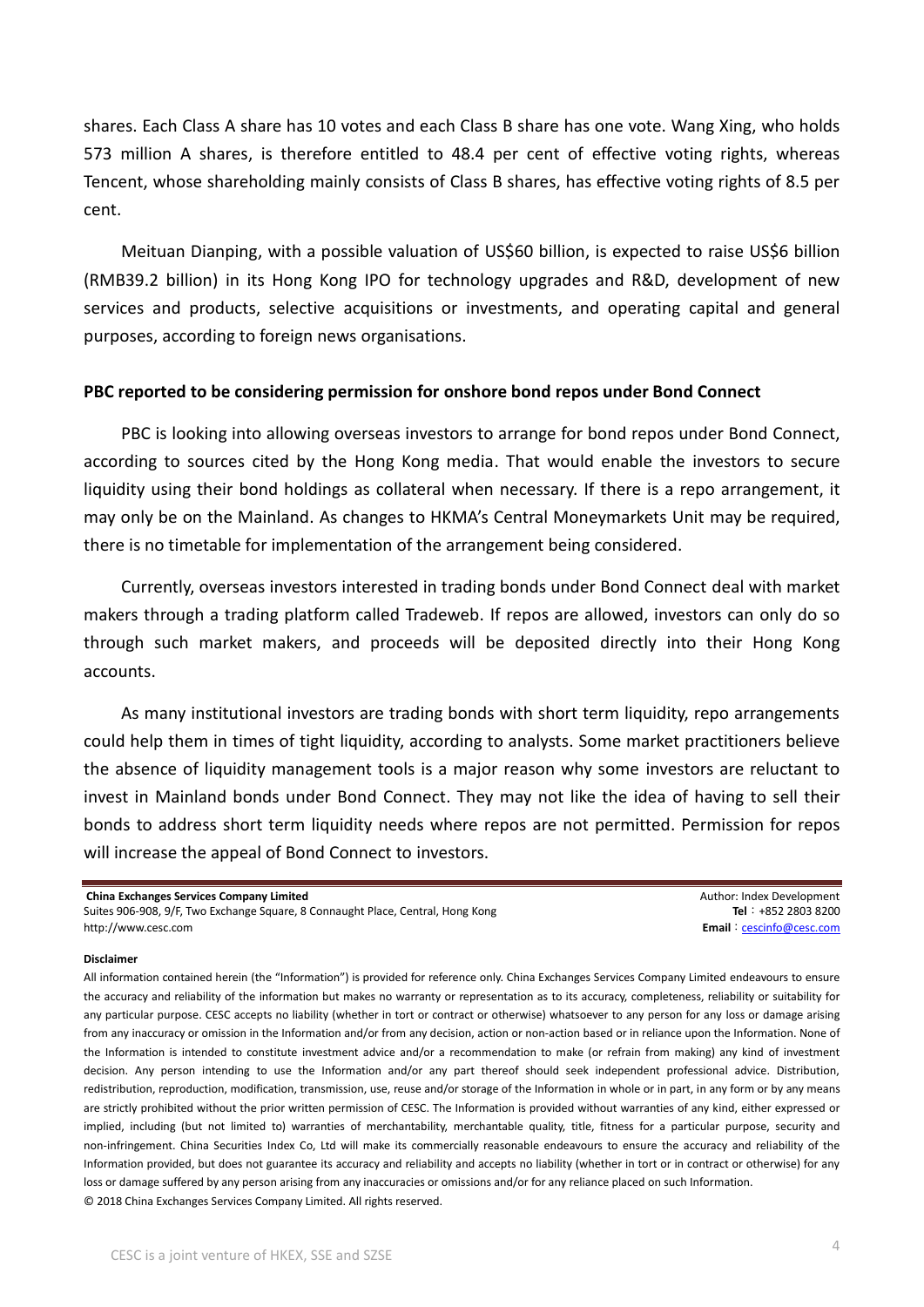shares. Each Class A share has 10 votes and each Class B share has one vote. Wang Xing, who holds 573 million A shares, is therefore entitled to 48.4 per cent of effective voting rights, whereas Tencent, whose shareholding mainly consists of Class B shares, has effective voting rights of 8.5 per cent.

Meituan Dianping, with a possible valuation of US$60 billion, is expected to raise US$6 billion (RMB39.2 billion) in its Hong Kong IPO for technology upgrades and R&D, development of new services and products, selective acquisitions or investments, and operating capital and general purposes, according to foreign news organisations.

**PBC reported to be considering permission for onshore bond repos under Bond Connect**

PBC is looking into allowing overseas investors to arrange for bond repos under Bond Connect, according to sources cited by the Hong Kong media. That would enable the investors to secure liquidity using their bond holdings as collateral when necessary. If there is a repo arrangement, it may only be on the Mainland. As changes to HKMA's Central Moneymarkets Unit may be required, there is no timetable for implementation of the arrangement being considered.

Currently, overseas investors interested in trading bonds under Bond Connect deal with market makers through a trading platform called Tradeweb. If repos are allowed, investors can only do so through such market makers, and proceeds will be deposited directly into their Hong Kong accounts.

As many institutional investors are trading bonds with short term liquidity, repo arrangements could help them in times of tight liquidity, according to analysts. Some market practitioners believe the absence of liquidity management tools is a major reason why some investors are reluctant to invest in Mainland bonds under Bond Connect. They may not like the idea of having to sell their bonds to address short term liquidity needs where repos are not permitted. Permission for repos will increase the appeal of Bond Connect to investors.

**China Exchanges Services Company Limited**
Suites 906-908, 9/F, Two Exchange Square, 8 Connaught Place, Central, Hong Kong
http://www.cesc.com

Author: Index Development
**Tel**：+852 2803 8200
**Email**：cescinfo@cesc.com

**Disclaimer**

All information contained herein (the "Information") is provided for reference only. China Exchanges Services Company Limited endeavours to ensure the accuracy and reliability of the information but makes no warranty or representation as to its accuracy, completeness, reliability or suitability for any particular purpose. CESC accepts no liability (whether in tort or contract or otherwise) whatsoever to any person for any loss or damage arising from any inaccuracy or omission in the Information and/or from any decision, action or non-action based or in reliance upon the Information. None of the Information is intended to constitute investment advice and/or a recommendation to make (or refrain from making) any kind of investment decision. Any person intending to use the Information and/or any part thereof should seek independent professional advice. Distribution, redistribution, reproduction, modification, transmission, use, reuse and/or storage of the Information in whole or in part, in any form or by any means are strictly prohibited without the prior written permission of CESC. The Information is provided without warranties of any kind, either expressed or implied, including (but not limited to) warranties of merchantability, merchantable quality, title, fitness for a particular purpose, security and non-infringement. China Securities Index Co, Ltd will make its commercially reasonable endeavours to ensure the accuracy and reliability of the Information provided, but does not guarantee its accuracy and reliability and accepts no liability (whether in tort or in contract or otherwise) for any loss or damage suffered by any person arising from any inaccuracies or omissions and/or for any reliance placed on such Information.

© 2018 China Exchanges Services Company Limited. All rights reserved.